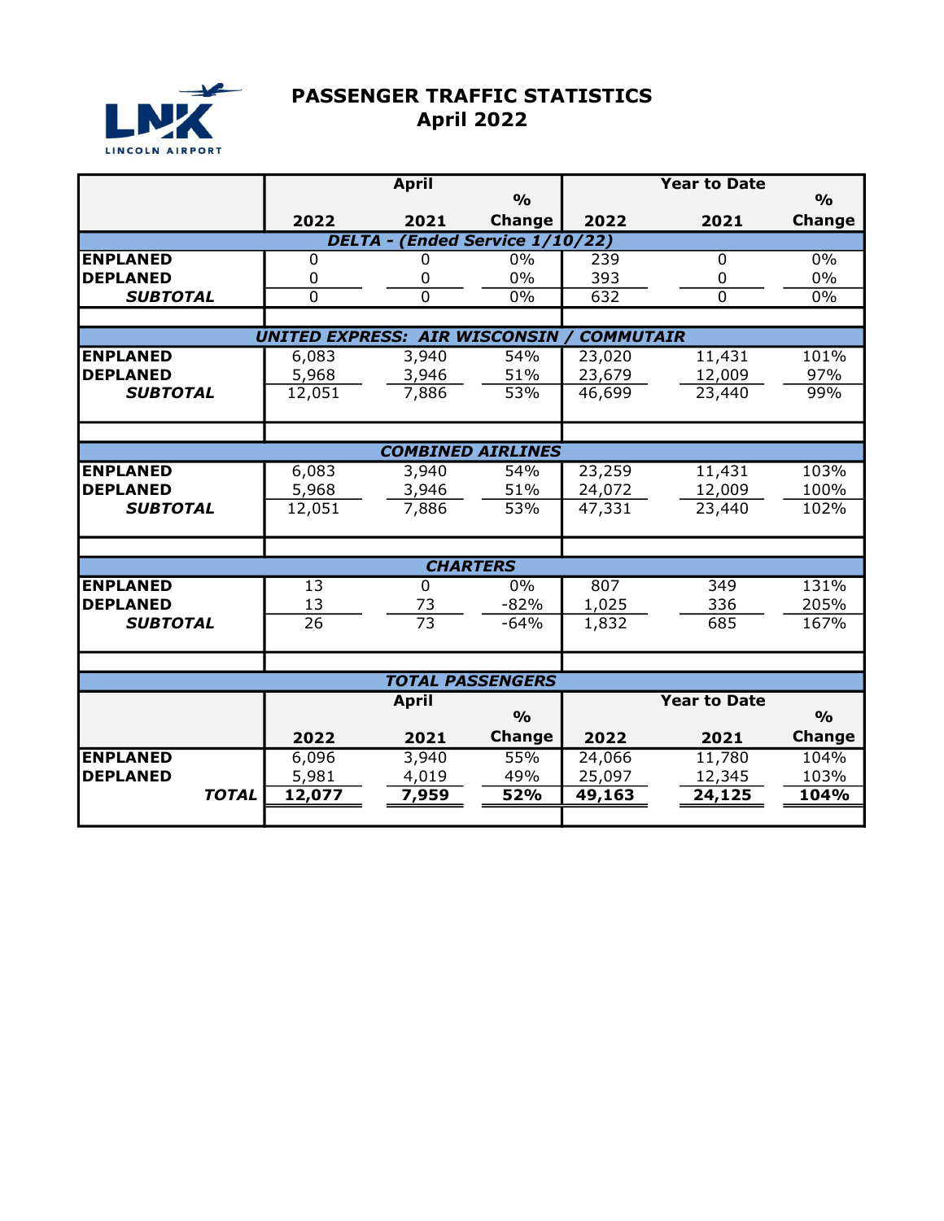LNK LINCOLN AIRPORT

# PASSENGER TRAFFIC STATISTICS
## April 2022

| | April | | | Year to Date | | |
|---|---|---|---|---|---|---|
| | 2022 | 2021 | % Change | 2022 | 2021 | % Change |
| ***DELTA - (Ended Service 1/10/22)*** | | | | | | |
| **ENPLANED** | 0 | 0 | 0% | 239 | 0 | 0% |
| **DEPLANED** | 0 | 0 | 0% | 393 | 0 | 0% |
| ***SUBTOTAL*** | 0 | 0 | 0% | 632 | 0 | 0% |
| ***UNITED EXPRESS: AIR WISCONSIN / COMMUTAIR*** | | | | | | |
| **ENPLANED** | 6,083 | 3,940 | 54% | 23,020 | 11,431 | 101% |
| **DEPLANED** | 5,968 | 3,946 | 51% | 23,679 | 12,009 | 97% |
| ***SUBTOTAL*** | 12,051 | 7,886 | 53% | 46,699 | 23,440 | 99% |
| ***COMBINED AIRLINES*** | | | | | | |
| **ENPLANED** | 6,083 | 3,940 | 54% | 23,259 | 11,431 | 103% |
| **DEPLANED** | 5,968 | 3,946 | 51% | 24,072 | 12,009 | 100% |
| ***SUBTOTAL*** | 12,051 | 7,886 | 53% | 47,331 | 23,440 | 102% |
| ***CHARTERS*** | | | | | | |
| **ENPLANED** | 13 | 0 | 0% | 807 | 349 | 131% |
| **DEPLANED** | 13 | 73 | -82% | 1,025 | 336 | 205% |
| ***SUBTOTAL*** | 26 | 73 | -64% | 1,832 | 685 | 167% |
| ***TOTAL PASSENGERS*** | | | | | | |
| | **April** | | | **Year to Date** | | |
| | **2022** | **2021** | **% Change** | **2022** | **2021** | **% Change** |
| **ENPLANED** | 6,096 | 3,940 | 55% | 24,066 | 11,780 | 104% |
| **DEPLANED** | 5,981 | 4,019 | 49% | 25,097 | 12,345 | 103% |
| ***TOTAL*** | **12,077** | **7,959** | **52%** | **49,163** | **24,125** | **104%** |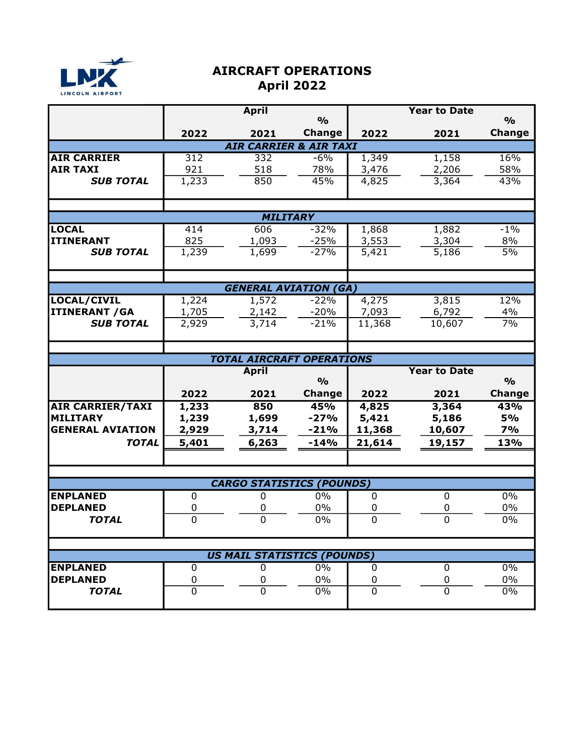LNK LINCOLN AIRPORT

# AIRCRAFT OPERATIONS
## April 2022

| | April | | | Year to Date | | |
|---|---|---|---|---|---|---|
| | 2022 | 2021 | % Change | 2022 | 2021 | % Change |
| ***AIR CARRIER & AIR TAXI*** | | | | | | |
| **AIR CARRIER** | 312 | 332 | -6% | 1,349 | 1,158 | 16% |
| **AIR TAXI** | 921 | 518 | 78% | 3,476 | 2,206 | 58% |
| ***SUB TOTAL*** | 1,233 | 850 | 45% | 4,825 | 3,364 | 43% |
| ***MILITARY*** | | | | | | |
| **LOCAL** | 414 | 606 | -32% | 1,868 | 1,882 | -1% |
| **ITINERANT** | 825 | 1,093 | -25% | 3,553 | 3,304 | 8% |
| ***SUB TOTAL*** | 1,239 | 1,699 | -27% | 5,421 | 5,186 | 5% |
| ***GENERAL AVIATION (GA)*** | | | | | | |
| **LOCAL/CIVIL** | 1,224 | 1,572 | -22% | 4,275 | 3,815 | 12% |
| **ITINERANT /GA** | 1,705 | 2,142 | -20% | 7,093 | 6,792 | 4% |
| ***SUB TOTAL*** | 2,929 | 3,714 | -21% | 11,368 | 10,607 | 7% |

| ***TOTAL AIRCRAFT OPERATIONS*** | April | | | Year to Date | | |
|---|---|---|---|---|---|---|
| | 2022 | 2021 | % Change | 2022 | 2021 | % Change |
| **AIR CARRIER/TAXI** | **1,233** | **850** | **45%** | **4,825** | **3,364** | **43%** |
| **MILITARY** | **1,239** | **1,699** | **-27%** | **5,421** | **5,186** | **5%** |
| **GENERAL AVIATION** | **2,929** | **3,714** | **-21%** | **11,368** | **10,607** | **7%** |
| ***TOTAL*** | **5,401** | **6,263** | **-14%** | **21,614** | **19,157** | **13%** |

| ***CARGO STATISTICS (POUNDS)*** | | | | | | |
|---|---|---|---|---|---|---|
| **ENPLANED** | 0 | 0 | 0% | 0 | 0 | 0% |
| **DEPLANED** | 0 | 0 | 0% | 0 | 0 | 0% |
| ***TOTAL*** | 0 | 0 | 0% | 0 | 0 | 0% |

| ***US MAIL STATISTICS (POUNDS)*** | | | | | | |
|---|---|---|---|---|---|---|
| **ENPLANED** | 0 | 0 | 0% | 0 | 0 | 0% |
| **DEPLANED** | 0 | 0 | 0% | 0 | 0 | 0% |
| ***TOTAL*** | 0 | 0 | 0% | 0 | 0 | 0% |